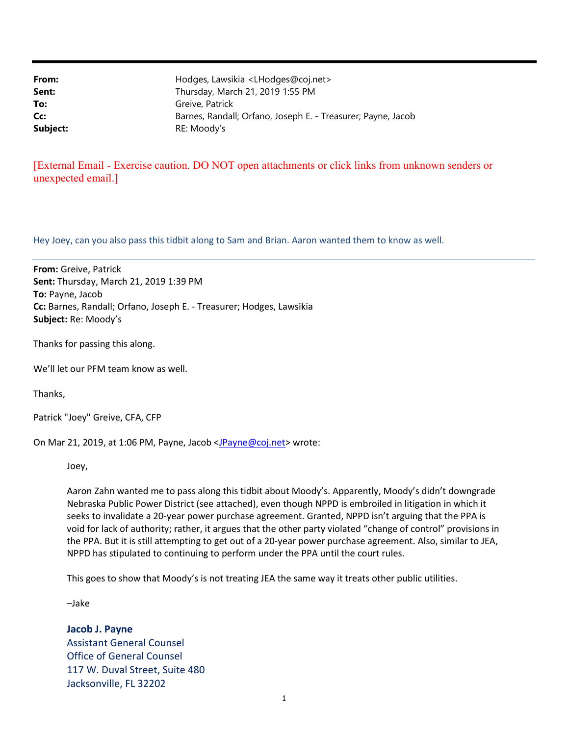| | |
|---|---|
| **From:** | Hodges, Lawsikia <LHodges@coj.net> |
| **Sent:** | Thursday, March 21, 2019 1:55 PM |
| **To:** | Greive, Patrick |
| **Cc:** | Barnes, Randall; Orfano, Joseph E. - Treasurer; Payne, Jacob |
| **Subject:** | RE: Moody's |

[External Email - Exercise caution. DO NOT open attachments or click links from unknown senders or unexpected email.]

Hey Joey, can you also pass this tidbit along to Sam and Brian. Aaron wanted them to know as well.

---

**From:** Greive, Patrick
**Sent:** Thursday, March 21, 2019 1:39 PM
**To:** Payne, Jacob
**Cc:** Barnes, Randall; Orfano, Joseph E. - Treasurer; Hodges, Lawsikia
**Subject:** Re: Moody's

Thanks for passing this along.

We'll let our PFM team know as well.

Thanks,

Patrick "Joey" Greive, CFA, CFP

On Mar 21, 2019, at 1:06 PM, Payne, Jacob <JPayne@coj.net> wrote:

> Joey,
>
> Aaron Zahn wanted me to pass along this tidbit about Moody's. Apparently, Moody's didn't downgrade Nebraska Public Power District (see attached), even though NPPD is embroiled in litigation in which it seeks to invalidate a 20-year power purchase agreement. Granted, NPPD isn't arguing that the PPA is void for lack of authority; rather, it argues that the other party violated "change of control" provisions in the PPA. But it is still attempting to get out of a 20-year power purchase agreement. Also, similar to JEA, NPPD has stipulated to continuing to perform under the PPA until the court rules.
>
> This goes to show that Moody's is not treating JEA the same way it treats other public utilities.
>
> –Jake
>
> **Jacob J. Payne**
> Assistant General Counsel
> Office of General Counsel
> 117 W. Duval Street, Suite 480
> Jacksonville, FL 32202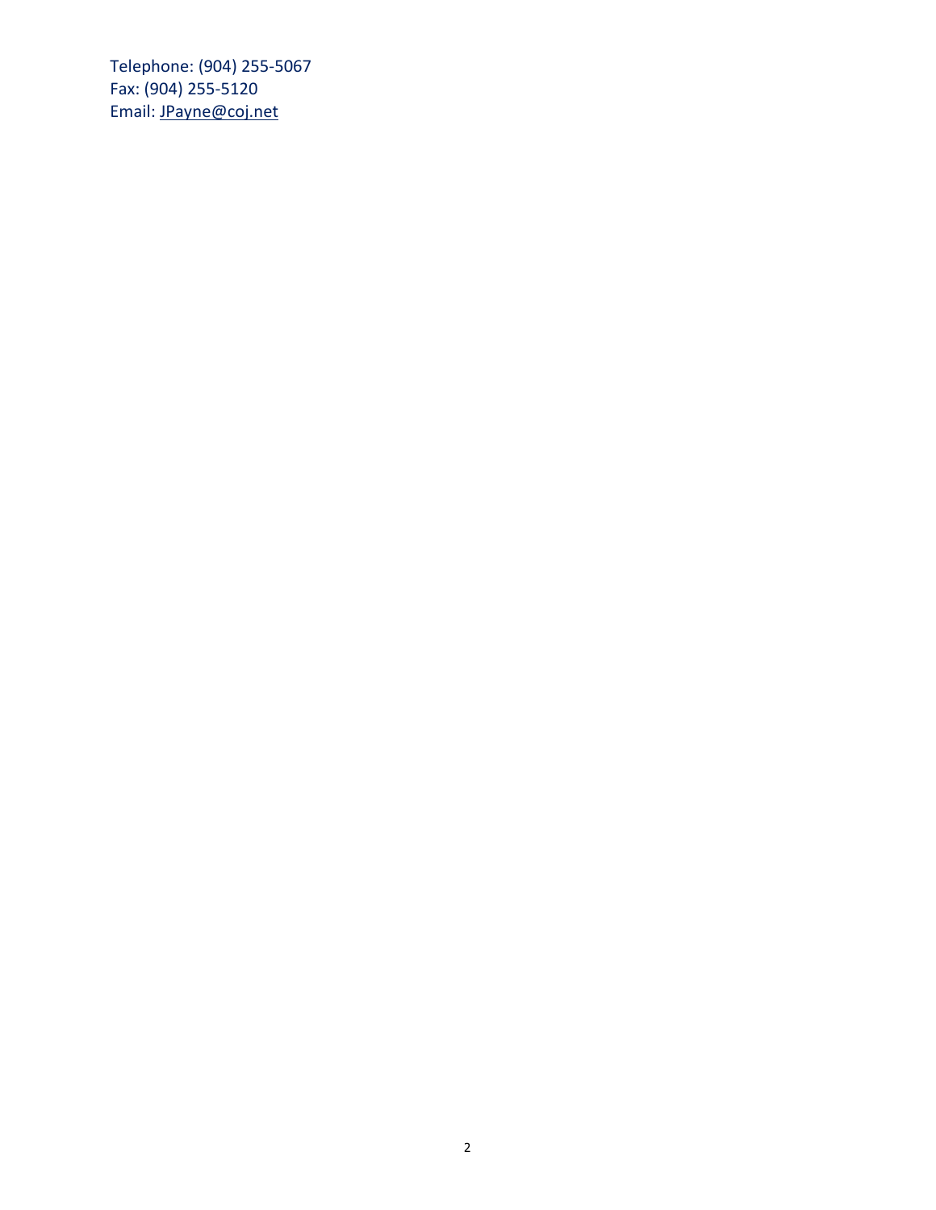Telephone: (904) 255-5067  
Fax: (904) 255-5120  
Email: JPayne@coj.net